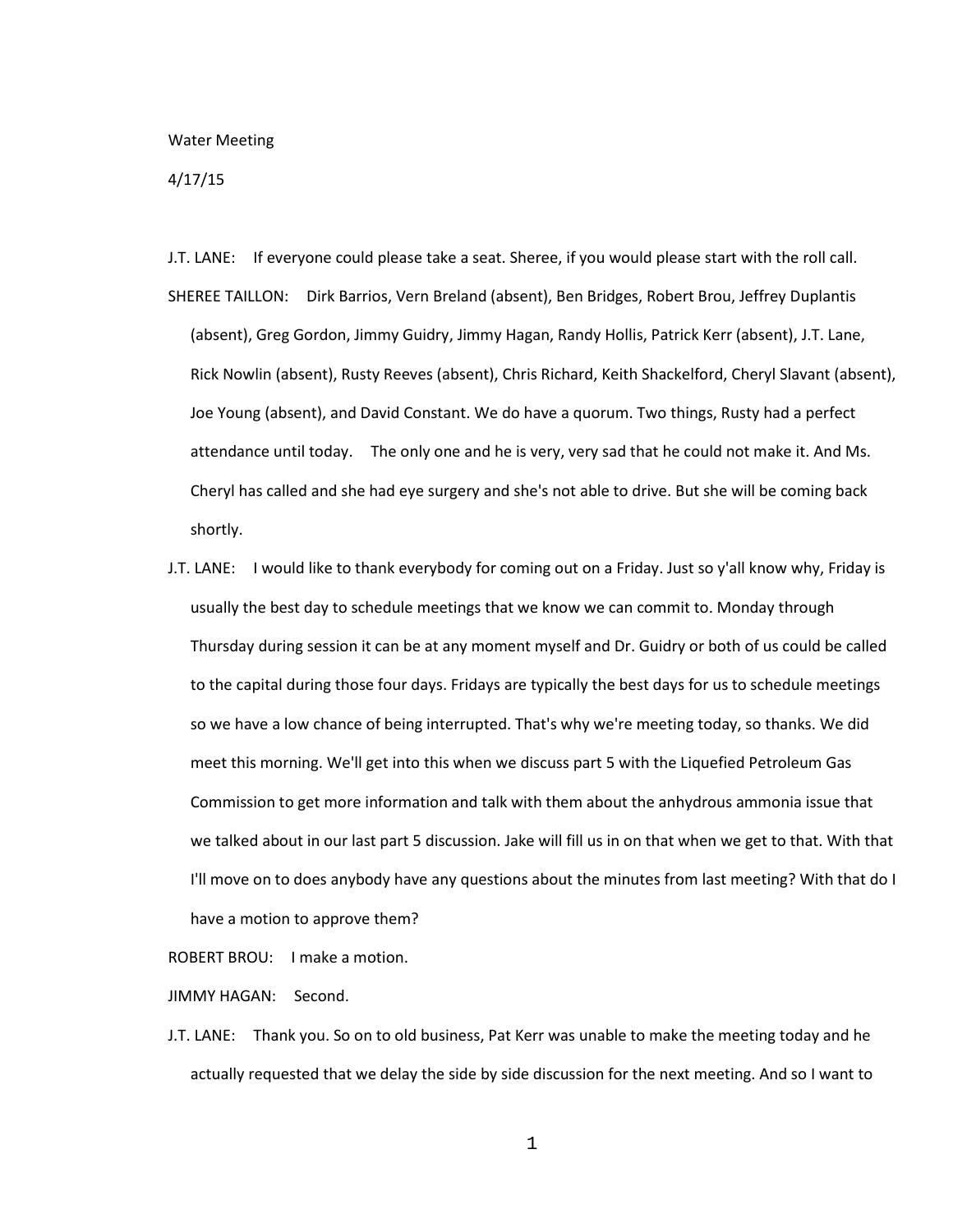Water Meeting

4/17/15

J.T. LANE: If everyone could please take a seat. Sheree, if you would please start with the roll call.

SHEREE TAILLON: Dirk Barrios, Vern Breland (absent), Ben Bridges, Robert Brou, Jeffrey Duplantis (absent), Greg Gordon, Jimmy Guidry, Jimmy Hagan, Randy Hollis, Patrick Kerr (absent), J.T. Lane, Rick Nowlin (absent), Rusty Reeves (absent), Chris Richard, Keith Shackelford, Cheryl Slavant (absent), Joe Young (absent), and David Constant. We do have a quorum. Two things, Rusty had a perfect attendance until today. The only one and he is very, very sad that he could not make it. And Ms. Cheryl has called and she had eye surgery and she's not able to drive. But she will be coming back shortly.

J.T. LANE: I would like to thank everybody for coming out on a Friday. Just so y'all know why, Friday is usually the best day to schedule meetings that we know we can commit to. Monday through Thursday during session it can be at any moment myself and Dr. Guidry or both of us could be called to the capital during those four days. Fridays are typically the best days for us to schedule meetings so we have a low chance of being interrupted. That's why we're meeting today, so thanks. We did meet this morning. We'll get into this when we discuss part 5 with the Liquefied Petroleum Gas Commission to get more information and talk with them about the anhydrous ammonia issue that we talked about in our last part 5 discussion. Jake will fill us in on that when we get to that. With that I'll move on to does anybody have any questions about the minutes from last meeting? With that do I have a motion to approve them?

ROBERT BROU: I make a motion.

JIMMY HAGAN: Second.

J.T. LANE: Thank you. So on to old business, Pat Kerr was unable to make the meeting today and he actually requested that we delay the side by side discussion for the next meeting. And so I want to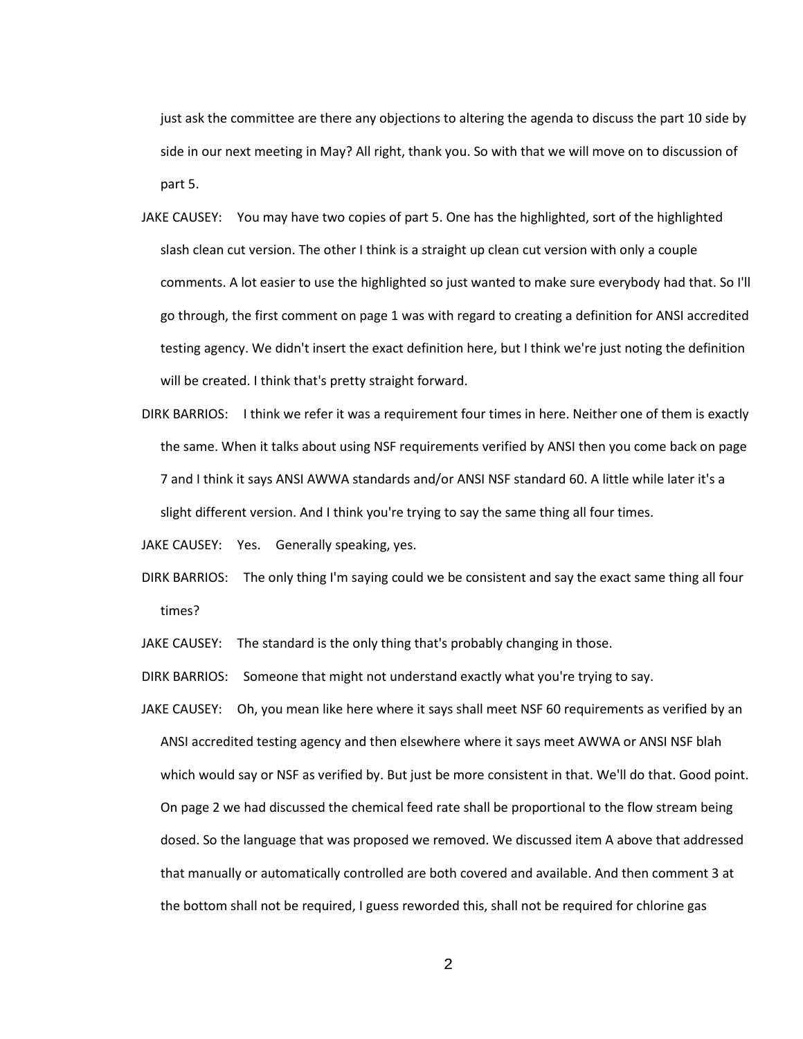just ask the committee are there any objections to altering the agenda to discuss the part 10 side by side in our next meeting in May? All right, thank you. So with that we will move on to discussion of part 5.

JAKE CAUSEY: You may have two copies of part 5. One has the highlighted, sort of the highlighted slash clean cut version. The other I think is a straight up clean cut version with only a couple comments. A lot easier to use the highlighted so just wanted to make sure everybody had that. So I'll go through, the first comment on page 1 was with regard to creating a definition for ANSI accredited testing agency. We didn't insert the exact definition here, but I think we're just noting the definition will be created. I think that's pretty straight forward.

DIRK BARRIOS: I think we refer it was a requirement four times in here. Neither one of them is exactly the same. When it talks about using NSF requirements verified by ANSI then you come back on page 7 and I think it says ANSI AWWA standards and/or ANSI NSF standard 60. A little while later it's a slight different version. And I think you're trying to say the same thing all four times.

JAKE CAUSEY: Yes. Generally speaking, yes.

DIRK BARRIOS: The only thing I'm saying could we be consistent and say the exact same thing all four times?

JAKE CAUSEY: The standard is the only thing that's probably changing in those.

DIRK BARRIOS: Someone that might not understand exactly what you're trying to say.

JAKE CAUSEY: Oh, you mean like here where it says shall meet NSF 60 requirements as verified by an ANSI accredited testing agency and then elsewhere where it says meet AWWA or ANSI NSF blah which would say or NSF as verified by. But just be more consistent in that. We'll do that. Good point. On page 2 we had discussed the chemical feed rate shall be proportional to the flow stream being dosed. So the language that was proposed we removed. We discussed item A above that addressed that manually or automatically controlled are both covered and available. And then comment 3 at the bottom shall not be required, I guess reworded this, shall not be required for chlorine gas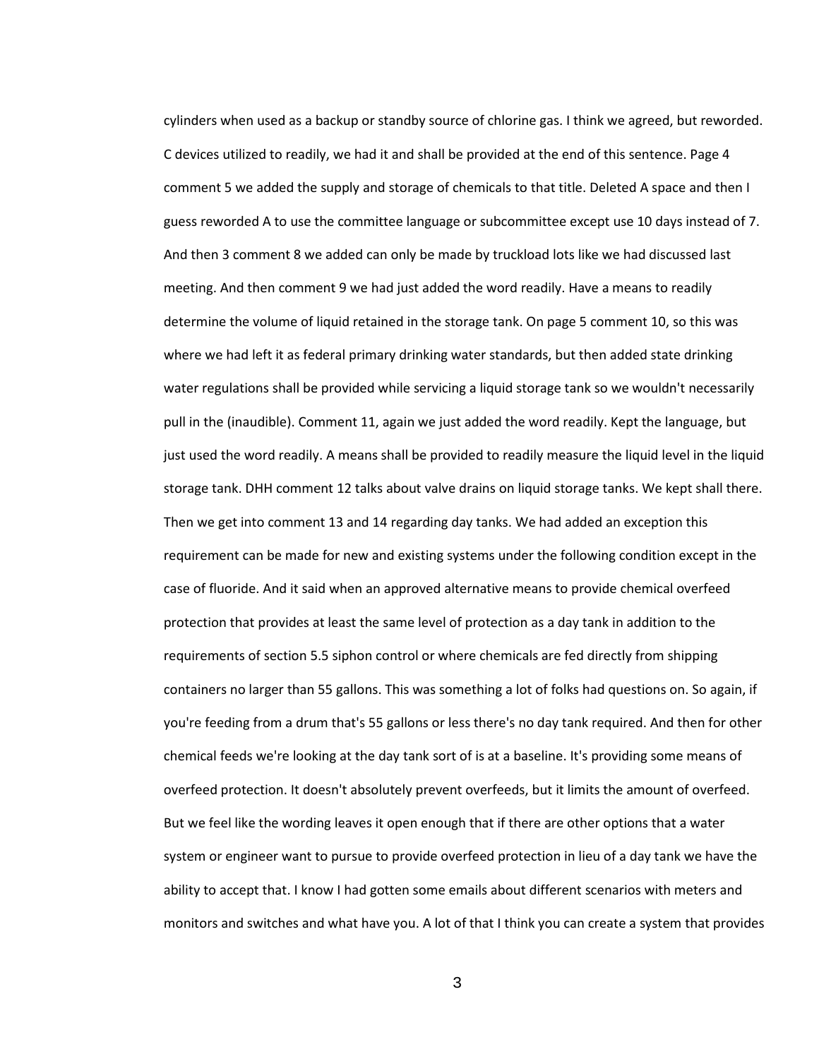cylinders when used as a backup or standby source of chlorine gas. I think we agreed, but reworded. C devices utilized to readily, we had it and shall be provided at the end of this sentence. Page 4 comment 5 we added the supply and storage of chemicals to that title. Deleted A space and then I guess reworded A to use the committee language or subcommittee except use 10 days instead of 7. And then 3 comment 8 we added can only be made by truckload lots like we had discussed last meeting. And then comment 9 we had just added the word readily. Have a means to readily determine the volume of liquid retained in the storage tank. On page 5 comment 10, so this was where we had left it as federal primary drinking water standards, but then added state drinking water regulations shall be provided while servicing a liquid storage tank so we wouldn't necessarily pull in the (inaudible). Comment 11, again we just added the word readily. Kept the language, but just used the word readily. A means shall be provided to readily measure the liquid level in the liquid storage tank. DHH comment 12 talks about valve drains on liquid storage tanks. We kept shall there. Then we get into comment 13 and 14 regarding day tanks. We had added an exception this requirement can be made for new and existing systems under the following condition except in the case of fluoride. And it said when an approved alternative means to provide chemical overfeed protection that provides at least the same level of protection as a day tank in addition to the requirements of section 5.5 siphon control or where chemicals are fed directly from shipping containers no larger than 55 gallons. This was something a lot of folks had questions on. So again, if you're feeding from a drum that's 55 gallons or less there's no day tank required. And then for other chemical feeds we're looking at the day tank sort of is at a baseline. It's providing some means of overfeed protection. It doesn't absolutely prevent overfeeds, but it limits the amount of overfeed. But we feel like the wording leaves it open enough that if there are other options that a water system or engineer want to pursue to provide overfeed protection in lieu of a day tank we have the ability to accept that. I know I had gotten some emails about different scenarios with meters and monitors and switches and what have you. A lot of that I think you can create a system that provides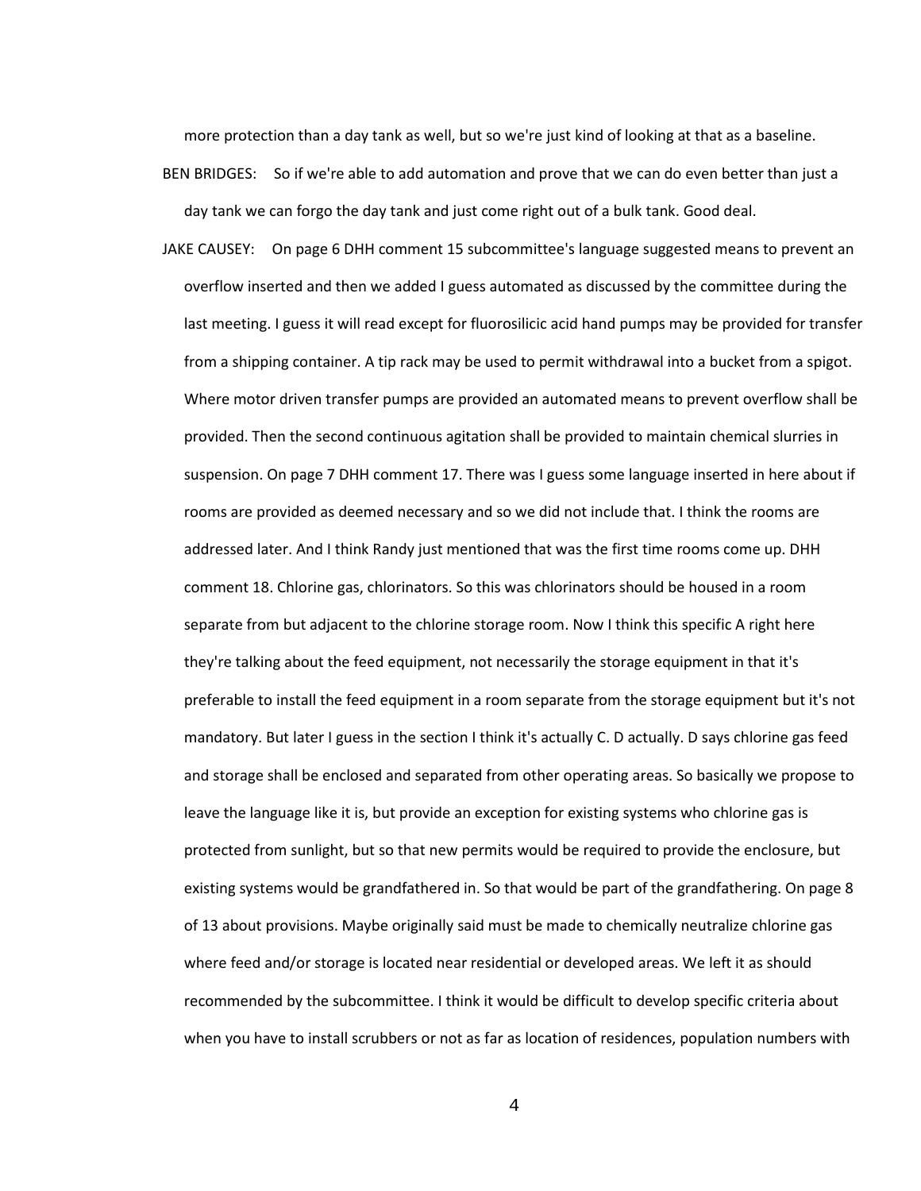more protection than a day tank as well, but so we're just kind of looking at that as a baseline.

BEN BRIDGES: So if we're able to add automation and prove that we can do even better than just a day tank we can forgo the day tank and just come right out of a bulk tank. Good deal.

JAKE CAUSEY: On page 6 DHH comment 15 subcommittee's language suggested means to prevent an overflow inserted and then we added I guess automated as discussed by the committee during the last meeting. I guess it will read except for fluorosilicic acid hand pumps may be provided for transfer from a shipping container. A tip rack may be used to permit withdrawal into a bucket from a spigot. Where motor driven transfer pumps are provided an automated means to prevent overflow shall be provided. Then the second continuous agitation shall be provided to maintain chemical slurries in suspension. On page 7 DHH comment 17. There was I guess some language inserted in here about if rooms are provided as deemed necessary and so we did not include that. I think the rooms are addressed later. And I think Randy just mentioned that was the first time rooms come up. DHH comment 18. Chlorine gas, chlorinators. So this was chlorinators should be housed in a room separate from but adjacent to the chlorine storage room. Now I think this specific A right here they're talking about the feed equipment, not necessarily the storage equipment in that it's preferable to install the feed equipment in a room separate from the storage equipment but it's not mandatory. But later I guess in the section I think it's actually C. D actually. D says chlorine gas feed and storage shall be enclosed and separated from other operating areas. So basically we propose to leave the language like it is, but provide an exception for existing systems who chlorine gas is protected from sunlight, but so that new permits would be required to provide the enclosure, but existing systems would be grandfathered in. So that would be part of the grandfathering. On page 8 of 13 about provisions. Maybe originally said must be made to chemically neutralize chlorine gas where feed and/or storage is located near residential or developed areas. We left it as should recommended by the subcommittee. I think it would be difficult to develop specific criteria about when you have to install scrubbers or not as far as location of residences, population numbers with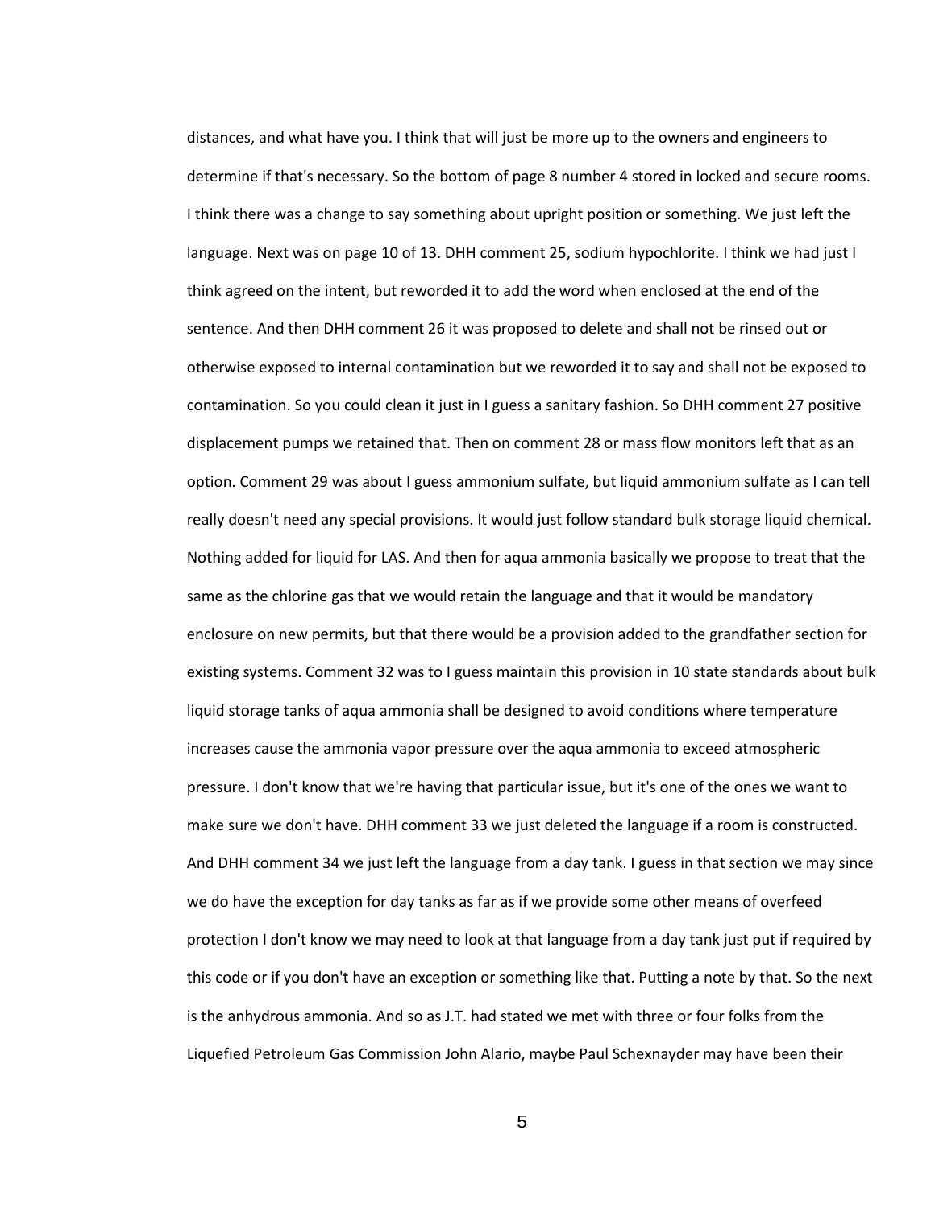distances, and what have you. I think that will just be more up to the owners and engineers to determine if that's necessary. So the bottom of page 8 number 4 stored in locked and secure rooms. I think there was a change to say something about upright position or something. We just left the language. Next was on page 10 of 13. DHH comment 25, sodium hypochlorite. I think we had just I think agreed on the intent, but reworded it to add the word when enclosed at the end of the sentence. And then DHH comment 26 it was proposed to delete and shall not be rinsed out or otherwise exposed to internal contamination but we reworded it to say and shall not be exposed to contamination. So you could clean it just in I guess a sanitary fashion. So DHH comment 27 positive displacement pumps we retained that. Then on comment 28 or mass flow monitors left that as an option. Comment 29 was about I guess ammonium sulfate, but liquid ammonium sulfate as I can tell really doesn't need any special provisions. It would just follow standard bulk storage liquid chemical. Nothing added for liquid for LAS. And then for aqua ammonia basically we propose to treat that the same as the chlorine gas that we would retain the language and that it would be mandatory enclosure on new permits, but that there would be a provision added to the grandfather section for existing systems. Comment 32 was to I guess maintain this provision in 10 state standards about bulk liquid storage tanks of aqua ammonia shall be designed to avoid conditions where temperature increases cause the ammonia vapor pressure over the aqua ammonia to exceed atmospheric pressure. I don't know that we're having that particular issue, but it's one of the ones we want to make sure we don't have. DHH comment 33 we just deleted the language if a room is constructed. And DHH comment 34 we just left the language from a day tank. I guess in that section we may since we do have the exception for day tanks as far as if we provide some other means of overfeed protection I don't know we may need to look at that language from a day tank just put if required by this code or if you don't have an exception or something like that. Putting a note by that. So the next is the anhydrous ammonia. And so as J.T. had stated we met with three or four folks from the Liquefied Petroleum Gas Commission John Alario, maybe Paul Schexnayder may have been their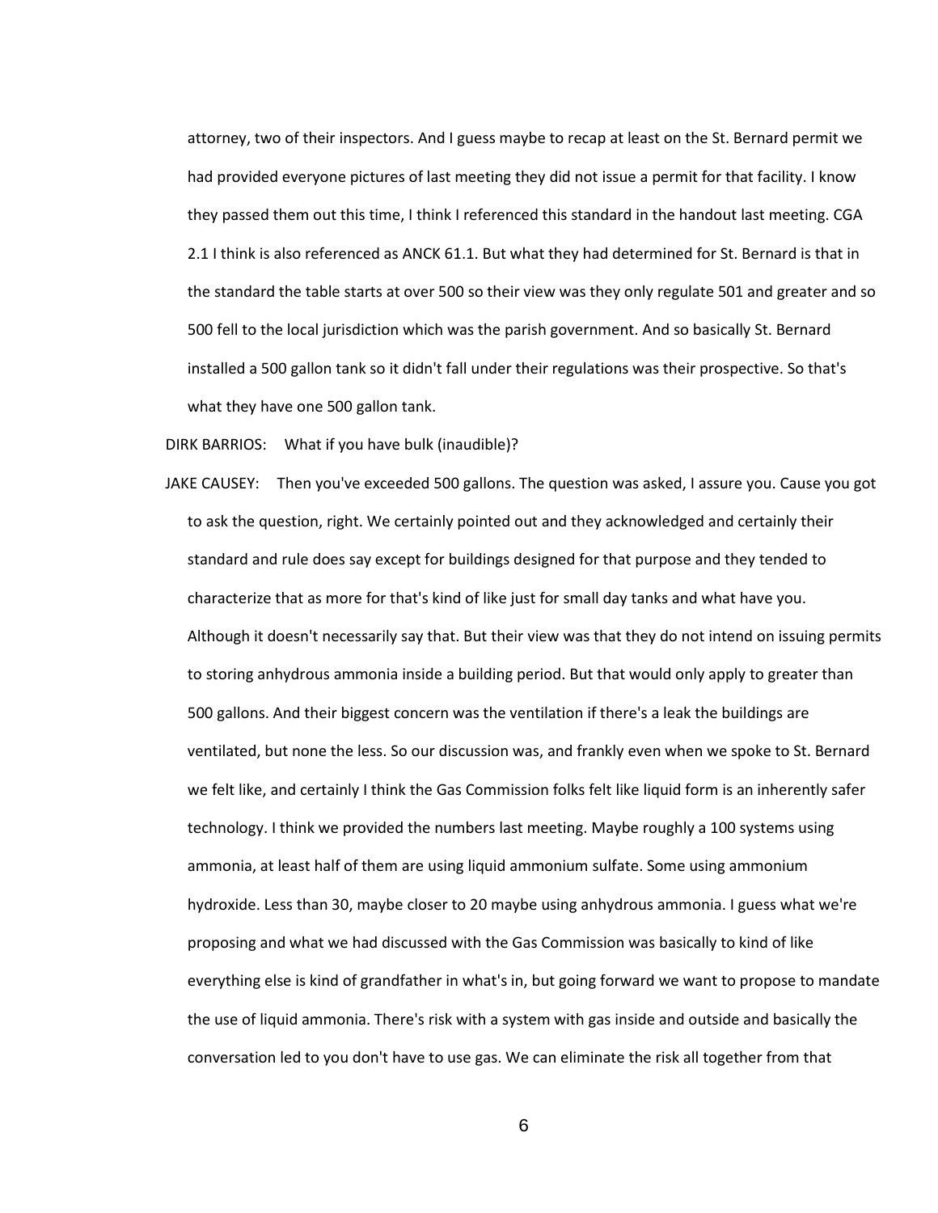attorney, two of their inspectors. And I guess maybe to recap at least on the St. Bernard permit we had provided everyone pictures of last meeting they did not issue a permit for that facility. I know they passed them out this time, I think I referenced this standard in the handout last meeting. CGA 2.1 I think is also referenced as ANCK 61.1. But what they had determined for St. Bernard is that in the standard the table starts at over 500 so their view was they only regulate 501 and greater and so 500 fell to the local jurisdiction which was the parish government. And so basically St. Bernard installed a 500 gallon tank so it didn't fall under their regulations was their prospective. So that's what they have one 500 gallon tank.

DIRK BARRIOS: What if you have bulk (inaudible)?

JAKE CAUSEY: Then you've exceeded 500 gallons. The question was asked, I assure you. Cause you got to ask the question, right. We certainly pointed out and they acknowledged and certainly their standard and rule does say except for buildings designed for that purpose and they tended to characterize that as more for that's kind of like just for small day tanks and what have you. Although it doesn't necessarily say that. But their view was that they do not intend on issuing permits to storing anhydrous ammonia inside a building period. But that would only apply to greater than 500 gallons. And their biggest concern was the ventilation if there's a leak the buildings are ventilated, but none the less. So our discussion was, and frankly even when we spoke to St. Bernard we felt like, and certainly I think the Gas Commission folks felt like liquid form is an inherently safer technology. I think we provided the numbers last meeting. Maybe roughly a 100 systems using ammonia, at least half of them are using liquid ammonium sulfate. Some using ammonium hydroxide. Less than 30, maybe closer to 20 maybe using anhydrous ammonia. I guess what we're proposing and what we had discussed with the Gas Commission was basically to kind of like everything else is kind of grandfather in what's in, but going forward we want to propose to mandate the use of liquid ammonia. There's risk with a system with gas inside and outside and basically the conversation led to you don't have to use gas. We can eliminate the risk all together from that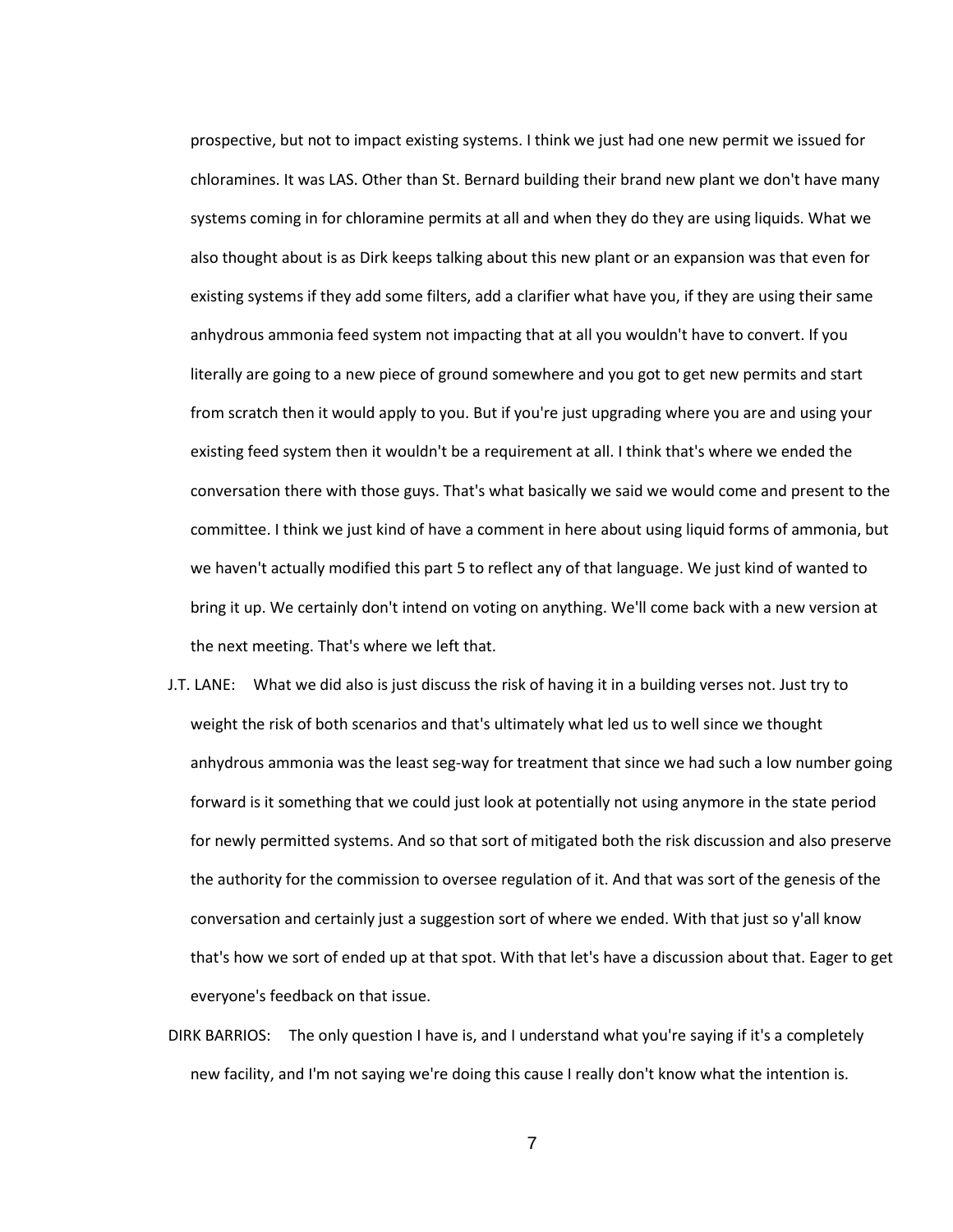prospective, but not to impact existing systems. I think we just had one new permit we issued for chloramines. It was LAS. Other than St. Bernard building their brand new plant we don't have many systems coming in for chloramine permits at all and when they do they are using liquids. What we also thought about is as Dirk keeps talking about this new plant or an expansion was that even for existing systems if they add some filters, add a clarifier what have you, if they are using their same anhydrous ammonia feed system not impacting that at all you wouldn't have to convert. If you literally are going to a new piece of ground somewhere and you got to get new permits and start from scratch then it would apply to you. But if you're just upgrading where you are and using your existing feed system then it wouldn't be a requirement at all. I think that's where we ended the conversation there with those guys. That's what basically we said we would come and present to the committee. I think we just kind of have a comment in here about using liquid forms of ammonia, but we haven't actually modified this part 5 to reflect any of that language. We just kind of wanted to bring it up. We certainly don't intend on voting on anything. We'll come back with a new version at the next meeting. That's where we left that.

J.T. LANE: What we did also is just discuss the risk of having it in a building verses not. Just try to weight the risk of both scenarios and that's ultimately what led us to well since we thought anhydrous ammonia was the least seg-way for treatment that since we had such a low number going forward is it something that we could just look at potentially not using anymore in the state period for newly permitted systems. And so that sort of mitigated both the risk discussion and also preserve the authority for the commission to oversee regulation of it. And that was sort of the genesis of the conversation and certainly just a suggestion sort of where we ended. With that just so y'all know that's how we sort of ended up at that spot. With that let's have a discussion about that. Eager to get everyone's feedback on that issue.

DIRK BARRIOS: The only question I have is, and I understand what you're saying if it's a completely new facility, and I'm not saying we're doing this cause I really don't know what the intention is.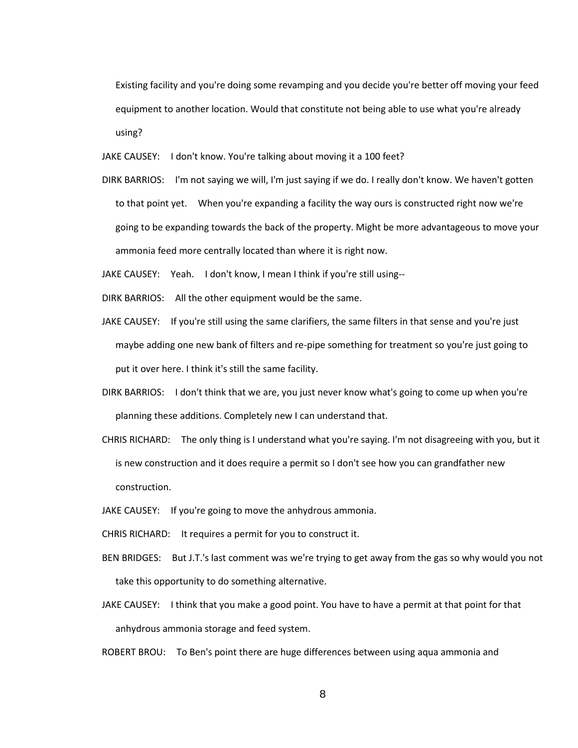Existing facility and you're doing some revamping and you decide you're better off moving your feed equipment to another location. Would that constitute not being able to use what you're already using?

JAKE CAUSEY: I don't know. You're talking about moving it a 100 feet?

DIRK BARRIOS: I'm not saying we will, I'm just saying if we do. I really don't know. We haven't gotten to that point yet. When you're expanding a facility the way ours is constructed right now we're going to be expanding towards the back of the property. Might be more advantageous to move your ammonia feed more centrally located than where it is right now.

JAKE CAUSEY: Yeah. I don't know, I mean I think if you're still using--

DIRK BARRIOS: All the other equipment would be the same.

JAKE CAUSEY: If you're still using the same clarifiers, the same filters in that sense and you're just maybe adding one new bank of filters and re-pipe something for treatment so you're just going to put it over here. I think it's still the same facility.

DIRK BARRIOS: I don't think that we are, you just never know what's going to come up when you're planning these additions. Completely new I can understand that.

CHRIS RICHARD: The only thing is I understand what you're saying. I'm not disagreeing with you, but it is new construction and it does require a permit so I don't see how you can grandfather new construction.

JAKE CAUSEY: If you're going to move the anhydrous ammonia.

CHRIS RICHARD: It requires a permit for you to construct it.

BEN BRIDGES: But J.T.'s last comment was we're trying to get away from the gas so why would you not take this opportunity to do something alternative.

JAKE CAUSEY: I think that you make a good point. You have to have a permit at that point for that anhydrous ammonia storage and feed system.

ROBERT BROU: To Ben's point there are huge differences between using aqua ammonia and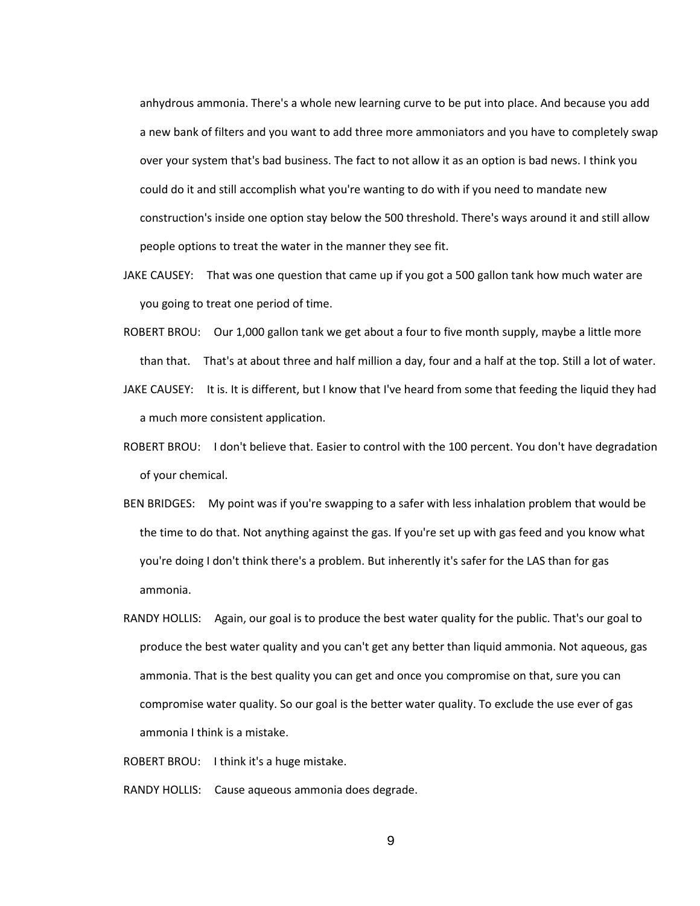anhydrous ammonia. There's a whole new learning curve to be put into place. And because you add a new bank of filters and you want to add three more ammoniators and you have to completely swap over your system that's bad business. The fact to not allow it as an option is bad news. I think you could do it and still accomplish what you're wanting to do with if you need to mandate new construction's inside one option stay below the 500 threshold. There's ways around it and still allow people options to treat the water in the manner they see fit.

JAKE CAUSEY: That was one question that came up if you got a 500 gallon tank how much water are you going to treat one period of time.

ROBERT BROU: Our 1,000 gallon tank we get about a four to five month supply, maybe a little more than that. That's at about three and half million a day, four and a half at the top. Still a lot of water.

JAKE CAUSEY: It is. It is different, but I know that I've heard from some that feeding the liquid they had a much more consistent application.

ROBERT BROU: I don't believe that. Easier to control with the 100 percent. You don't have degradation of your chemical.

BEN BRIDGES: My point was if you're swapping to a safer with less inhalation problem that would be the time to do that. Not anything against the gas. If you're set up with gas feed and you know what you're doing I don't think there's a problem. But inherently it's safer for the LAS than for gas ammonia.

RANDY HOLLIS: Again, our goal is to produce the best water quality for the public. That's our goal to produce the best water quality and you can't get any better than liquid ammonia. Not aqueous, gas ammonia. That is the best quality you can get and once you compromise on that, sure you can compromise water quality. So our goal is the better water quality. To exclude the use ever of gas ammonia I think is a mistake.

ROBERT BROU: I think it's a huge mistake.

RANDY HOLLIS: Cause aqueous ammonia does degrade.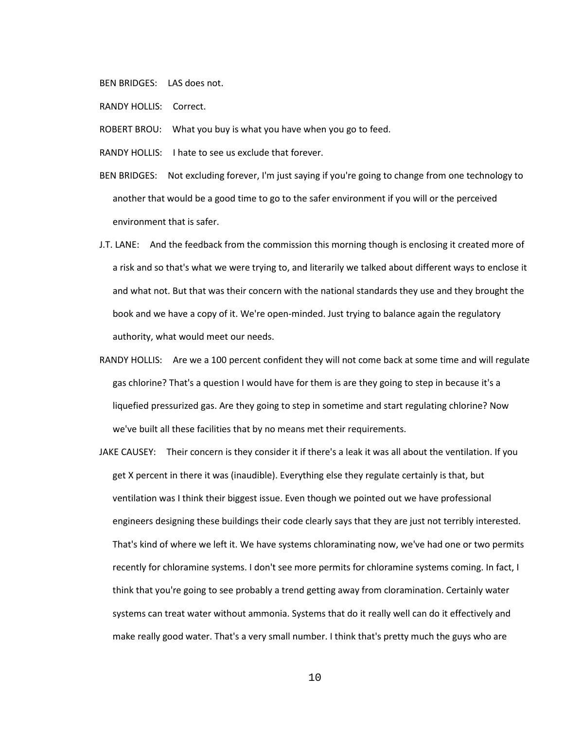BEN BRIDGES: LAS does not.

RANDY HOLLIS: Correct.

ROBERT BROU: What you buy is what you have when you go to feed.

RANDY HOLLIS: I hate to see us exclude that forever.

BEN BRIDGES: Not excluding forever, I'm just saying if you're going to change from one technology to another that would be a good time to go to the safer environment if you will or the perceived environment that is safer.

J.T. LANE: And the feedback from the commission this morning though is enclosing it created more of a risk and so that's what we were trying to, and literarily we talked about different ways to enclose it and what not. But that was their concern with the national standards they use and they brought the book and we have a copy of it. We're open-minded. Just trying to balance again the regulatory authority, what would meet our needs.

RANDY HOLLIS: Are we a 100 percent confident they will not come back at some time and will regulate gas chlorine? That's a question I would have for them is are they going to step in because it's a liquefied pressurized gas. Are they going to step in sometime and start regulating chlorine? Now we've built all these facilities that by no means met their requirements.

JAKE CAUSEY: Their concern is they consider it if there's a leak it was all about the ventilation. If you get X percent in there it was (inaudible). Everything else they regulate certainly is that, but ventilation was I think their biggest issue. Even though we pointed out we have professional engineers designing these buildings their code clearly says that they are just not terribly interested. That's kind of where we left it. We have systems chloraminating now, we've had one or two permits recently for chloramine systems. I don't see more permits for chloramine systems coming. In fact, I think that you're going to see probably a trend getting away from cloramination. Certainly water systems can treat water without ammonia. Systems that do it really well can do it effectively and make really good water. That's a very small number. I think that's pretty much the guys who are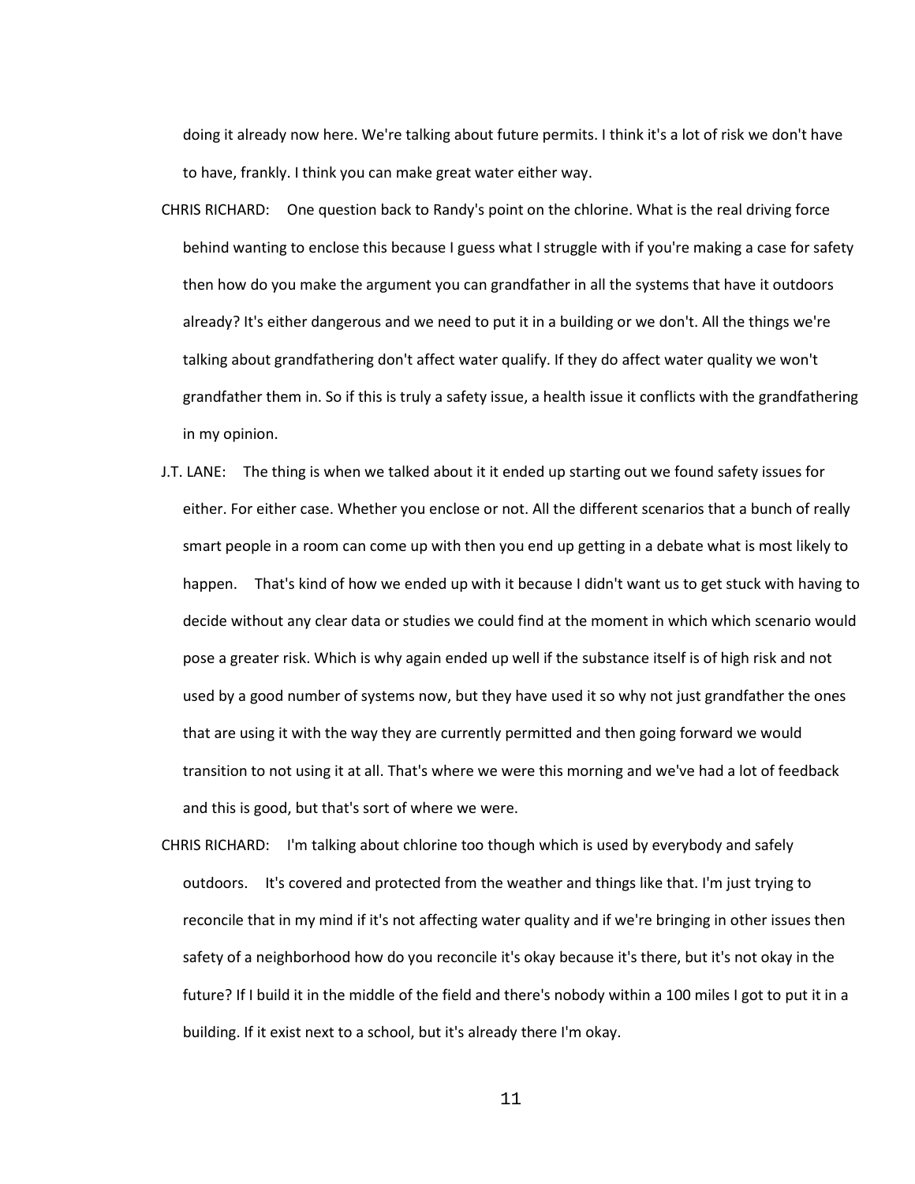doing it already now here. We're talking about future permits. I think it's a lot of risk we don't have to have, frankly. I think you can make great water either way.

CHRIS RICHARD: One question back to Randy's point on the chlorine. What is the real driving force behind wanting to enclose this because I guess what I struggle with if you're making a case for safety then how do you make the argument you can grandfather in all the systems that have it outdoors already? It's either dangerous and we need to put it in a building or we don't. All the things we're talking about grandfathering don't affect water qualify. If they do affect water quality we won't grandfather them in. So if this is truly a safety issue, a health issue it conflicts with the grandfathering in my opinion.

J.T. LANE: The thing is when we talked about it it ended up starting out we found safety issues for either. For either case. Whether you enclose or not. All the different scenarios that a bunch of really smart people in a room can come up with then you end up getting in a debate what is most likely to happen. That's kind of how we ended up with it because I didn't want us to get stuck with having to decide without any clear data or studies we could find at the moment in which which scenario would pose a greater risk. Which is why again ended up well if the substance itself is of high risk and not used by a good number of systems now, but they have used it so why not just grandfather the ones that are using it with the way they are currently permitted and then going forward we would transition to not using it at all. That's where we were this morning and we've had a lot of feedback and this is good, but that's sort of where we were.

CHRIS RICHARD: I'm talking about chlorine too though which is used by everybody and safely outdoors. It's covered and protected from the weather and things like that. I'm just trying to reconcile that in my mind if it's not affecting water quality and if we're bringing in other issues then safety of a neighborhood how do you reconcile it's okay because it's there, but it's not okay in the future? If I build it in the middle of the field and there's nobody within a 100 miles I got to put it in a building. If it exist next to a school, but it's already there I'm okay.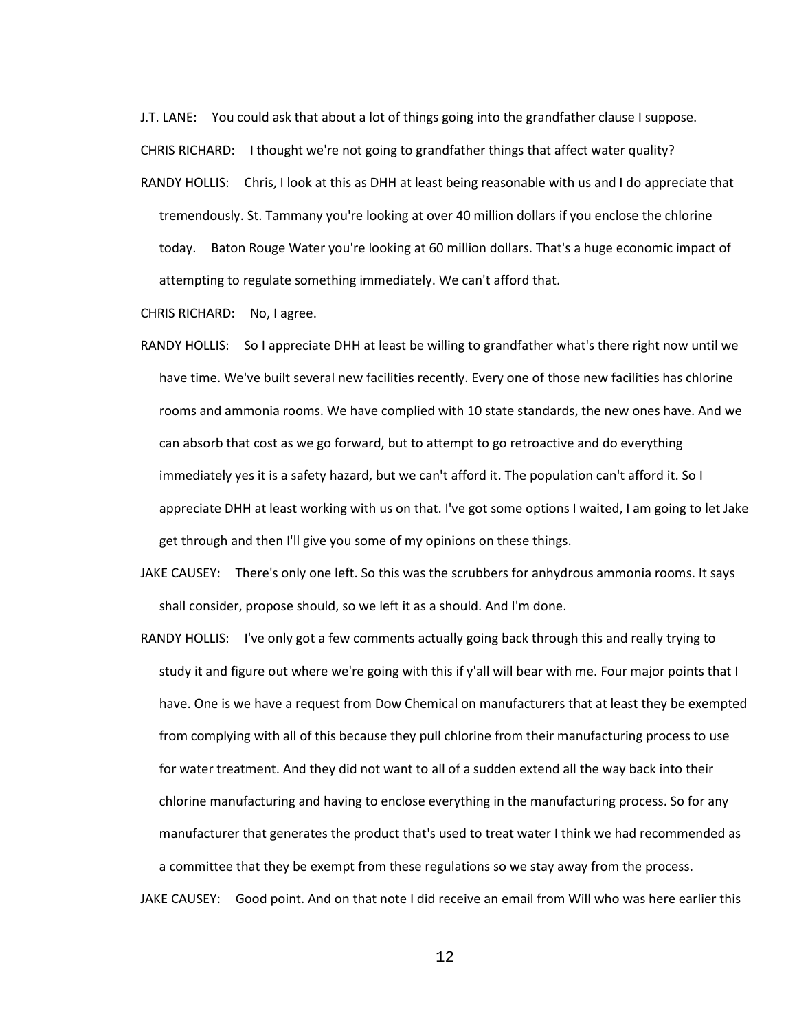J.T. LANE: You could ask that about a lot of things going into the grandfather clause I suppose.

CHRIS RICHARD: I thought we're not going to grandfather things that affect water quality?

RANDY HOLLIS: Chris, I look at this as DHH at least being reasonable with us and I do appreciate that tremendously. St. Tammany you're looking at over 40 million dollars if you enclose the chlorine today. Baton Rouge Water you're looking at 60 million dollars. That's a huge economic impact of attempting to regulate something immediately. We can't afford that.

CHRIS RICHARD: No, I agree.

RANDY HOLLIS: So I appreciate DHH at least be willing to grandfather what's there right now until we have time. We've built several new facilities recently. Every one of those new facilities has chlorine rooms and ammonia rooms. We have complied with 10 state standards, the new ones have. And we can absorb that cost as we go forward, but to attempt to go retroactive and do everything immediately yes it is a safety hazard, but we can't afford it. The population can't afford it. So I appreciate DHH at least working with us on that. I've got some options I waited, I am going to let Jake get through and then I'll give you some of my opinions on these things.

JAKE CAUSEY: There's only one left. So this was the scrubbers for anhydrous ammonia rooms. It says shall consider, propose should, so we left it as a should. And I'm done.

RANDY HOLLIS: I've only got a few comments actually going back through this and really trying to study it and figure out where we're going with this if y'all will bear with me. Four major points that I have. One is we have a request from Dow Chemical on manufacturers that at least they be exempted from complying with all of this because they pull chlorine from their manufacturing process to use for water treatment. And they did not want to all of a sudden extend all the way back into their chlorine manufacturing and having to enclose everything in the manufacturing process. So for any manufacturer that generates the product that's used to treat water I think we had recommended as a committee that they be exempt from these regulations so we stay away from the process.

JAKE CAUSEY: Good point. And on that note I did receive an email from Will who was here earlier this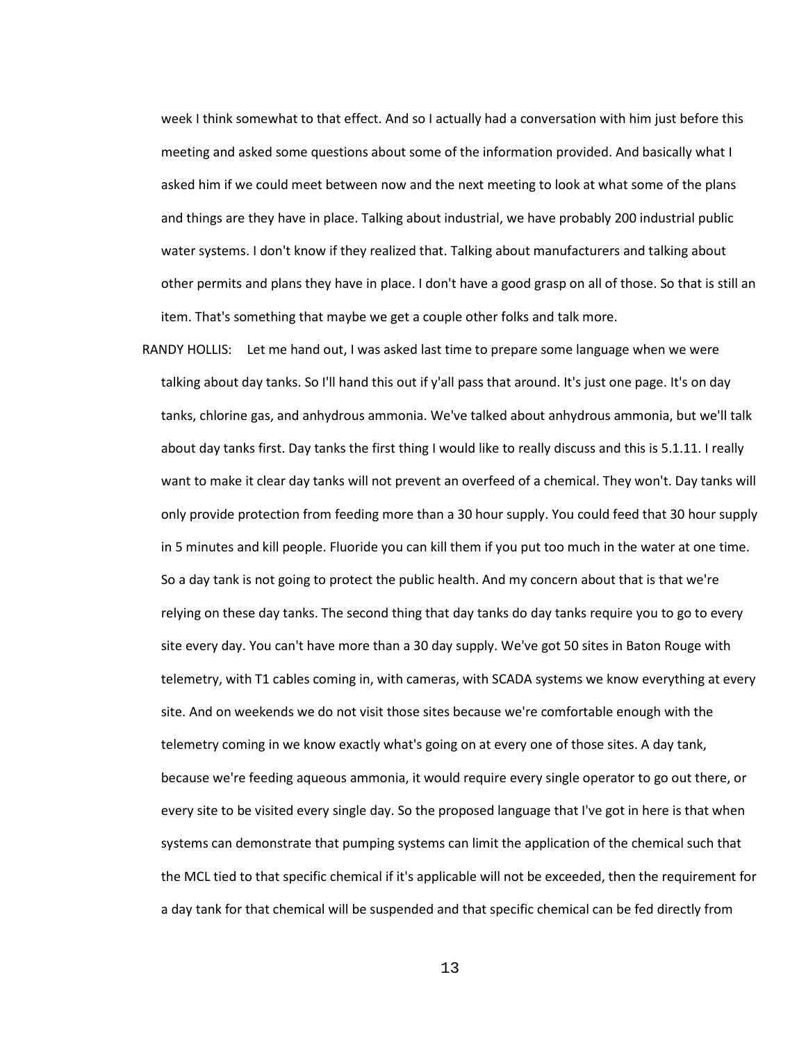week I think somewhat to that effect. And so I actually had a conversation with him just before this meeting and asked some questions about some of the information provided. And basically what I asked him if we could meet between now and the next meeting to look at what some of the plans and things are they have in place. Talking about industrial, we have probably 200 industrial public water systems. I don't know if they realized that. Talking about manufacturers and talking about other permits and plans they have in place. I don't have a good grasp on all of those. So that is still an item. That's something that maybe we get a couple other folks and talk more.

RANDY HOLLIS: Let me hand out, I was asked last time to prepare some language when we were talking about day tanks. So I'll hand this out if y'all pass that around. It's just one page. It's on day tanks, chlorine gas, and anhydrous ammonia. We've talked about anhydrous ammonia, but we'll talk about day tanks first. Day tanks the first thing I would like to really discuss and this is 5.1.11. I really want to make it clear day tanks will not prevent an overfeed of a chemical. They won't. Day tanks will only provide protection from feeding more than a 30 hour supply. You could feed that 30 hour supply in 5 minutes and kill people. Fluoride you can kill them if you put too much in the water at one time. So a day tank is not going to protect the public health. And my concern about that is that we're relying on these day tanks. The second thing that day tanks do day tanks require you to go to every site every day. You can't have more than a 30 day supply. We've got 50 sites in Baton Rouge with telemetry, with T1 cables coming in, with cameras, with SCADA systems we know everything at every site. And on weekends we do not visit those sites because we're comfortable enough with the telemetry coming in we know exactly what's going on at every one of those sites. A day tank, because we're feeding aqueous ammonia, it would require every single operator to go out there, or every site to be visited every single day. So the proposed language that I've got in here is that when systems can demonstrate that pumping systems can limit the application of the chemical such that the MCL tied to that specific chemical if it's applicable will not be exceeded, then the requirement for a day tank for that chemical will be suspended and that specific chemical can be fed directly from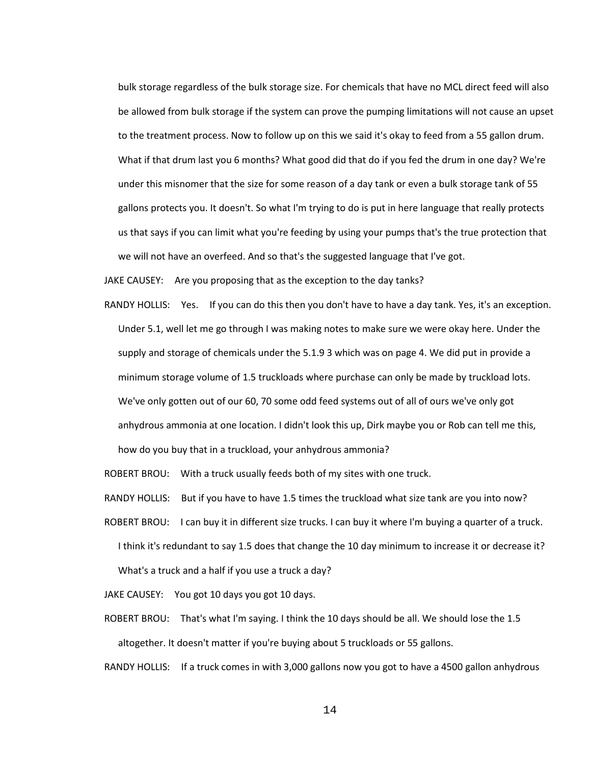bulk storage regardless of the bulk storage size. For chemicals that have no MCL direct feed will also be allowed from bulk storage if the system can prove the pumping limitations will not cause an upset to the treatment process. Now to follow up on this we said it's okay to feed from a 55 gallon drum. What if that drum last you 6 months? What good did that do if you fed the drum in one day? We're under this misnomer that the size for some reason of a day tank or even a bulk storage tank of 55 gallons protects you. It doesn't. So what I'm trying to do is put in here language that really protects us that says if you can limit what you're feeding by using your pumps that's the true protection that we will not have an overfeed. And so that's the suggested language that I've got.

JAKE CAUSEY: Are you proposing that as the exception to the day tanks?

RANDY HOLLIS: Yes. If you can do this then you don't have to have a day tank. Yes, it's an exception. Under 5.1, well let me go through I was making notes to make sure we were okay here. Under the supply and storage of chemicals under the 5.1.9 3 which was on page 4. We did put in provide a minimum storage volume of 1.5 truckloads where purchase can only be made by truckload lots. We've only gotten out of our 60, 70 some odd feed systems out of all of ours we've only got anhydrous ammonia at one location. I didn't look this up, Dirk maybe you or Rob can tell me this, how do you buy that in a truckload, your anhydrous ammonia?

ROBERT BROU: With a truck usually feeds both of my sites with one truck.

RANDY HOLLIS: But if you have to have 1.5 times the truckload what size tank are you into now?

ROBERT BROU: I can buy it in different size trucks. I can buy it where I'm buying a quarter of a truck. I think it's redundant to say 1.5 does that change the 10 day minimum to increase it or decrease it? What's a truck and a half if you use a truck a day?

JAKE CAUSEY: You got 10 days you got 10 days.

ROBERT BROU: That's what I'm saying. I think the 10 days should be all. We should lose the 1.5 altogether. It doesn't matter if you're buying about 5 truckloads or 55 gallons.

RANDY HOLLIS: If a truck comes in with 3,000 gallons now you got to have a 4500 gallon anhydrous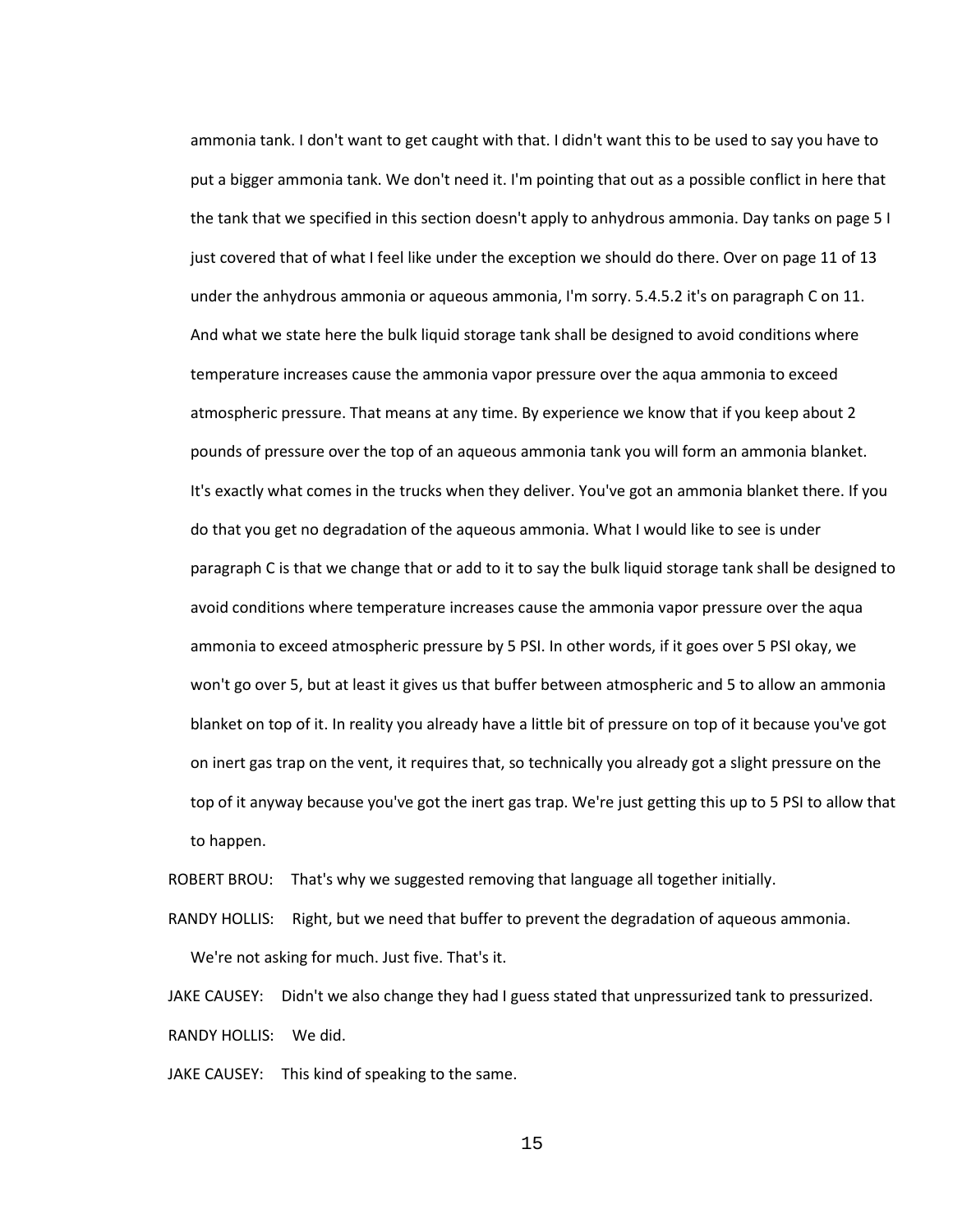ammonia tank. I don't want to get caught with that. I didn't want this to be used to say you have to put a bigger ammonia tank. We don't need it. I'm pointing that out as a possible conflict in here that the tank that we specified in this section doesn't apply to anhydrous ammonia. Day tanks on page 5 I just covered that of what I feel like under the exception we should do there. Over on page 11 of 13 under the anhydrous ammonia or aqueous ammonia, I'm sorry. 5.4.5.2 it's on paragraph C on 11. And what we state here the bulk liquid storage tank shall be designed to avoid conditions where temperature increases cause the ammonia vapor pressure over the aqua ammonia to exceed atmospheric pressure. That means at any time. By experience we know that if you keep about 2 pounds of pressure over the top of an aqueous ammonia tank you will form an ammonia blanket. It's exactly what comes in the trucks when they deliver. You've got an ammonia blanket there. If you do that you get no degradation of the aqueous ammonia. What I would like to see is under paragraph C is that we change that or add to it to say the bulk liquid storage tank shall be designed to avoid conditions where temperature increases cause the ammonia vapor pressure over the aqua ammonia to exceed atmospheric pressure by 5 PSI. In other words, if it goes over 5 PSI okay, we won't go over 5, but at least it gives us that buffer between atmospheric and 5 to allow an ammonia blanket on top of it. In reality you already have a little bit of pressure on top of it because you've got on inert gas trap on the vent, it requires that, so technically you already got a slight pressure on the top of it anyway because you've got the inert gas trap. We're just getting this up to 5 PSI to allow that to happen.

ROBERT BROU: That's why we suggested removing that language all together initially.

RANDY HOLLIS: Right, but we need that buffer to prevent the degradation of aqueous ammonia. We're not asking for much. Just five. That's it.

JAKE CAUSEY: Didn't we also change they had I guess stated that unpressurized tank to pressurized.

RANDY HOLLIS: We did.

JAKE CAUSEY: This kind of speaking to the same.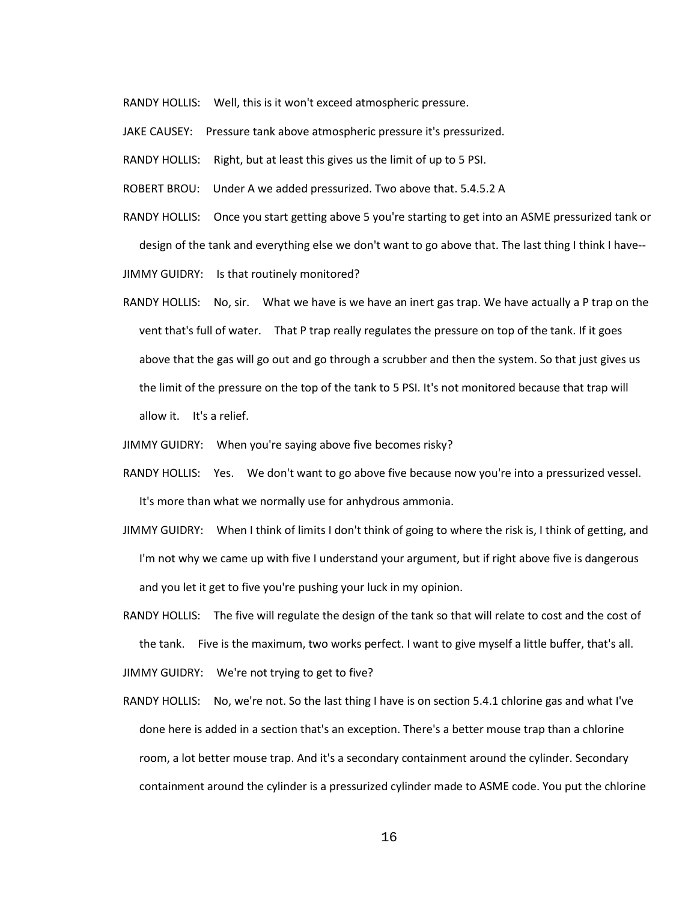RANDY HOLLIS: Well, this is it won't exceed atmospheric pressure.

JAKE CAUSEY: Pressure tank above atmospheric pressure it's pressurized.

RANDY HOLLIS: Right, but at least this gives us the limit of up to 5 PSI.

ROBERT BROU: Under A we added pressurized. Two above that. 5.4.5.2 A

RANDY HOLLIS: Once you start getting above 5 you're starting to get into an ASME pressurized tank or design of the tank and everything else we don't want to go above that. The last thing I think I have--

JIMMY GUIDRY: Is that routinely monitored?

RANDY HOLLIS: No, sir. What we have is we have an inert gas trap. We have actually a P trap on the vent that's full of water. That P trap really regulates the pressure on top of the tank. If it goes above that the gas will go out and go through a scrubber and then the system. So that just gives us the limit of the pressure on the top of the tank to 5 PSI. It's not monitored because that trap will allow it. It's a relief.

JIMMY GUIDRY: When you're saying above five becomes risky?

RANDY HOLLIS: Yes. We don't want to go above five because now you're into a pressurized vessel. It's more than what we normally use for anhydrous ammonia.

JIMMY GUIDRY: When I think of limits I don't think of going to where the risk is, I think of getting, and I'm not why we came up with five I understand your argument, but if right above five is dangerous and you let it get to five you're pushing your luck in my opinion.

RANDY HOLLIS: The five will regulate the design of the tank so that will relate to cost and the cost of the tank. Five is the maximum, two works perfect. I want to give myself a little buffer, that's all.

JIMMY GUIDRY: We're not trying to get to five?

RANDY HOLLIS: No, we're not. So the last thing I have is on section 5.4.1 chlorine gas and what I've done here is added in a section that's an exception. There's a better mouse trap than a chlorine room, a lot better mouse trap. And it's a secondary containment around the cylinder. Secondary containment around the cylinder is a pressurized cylinder made to ASME code. You put the chlorine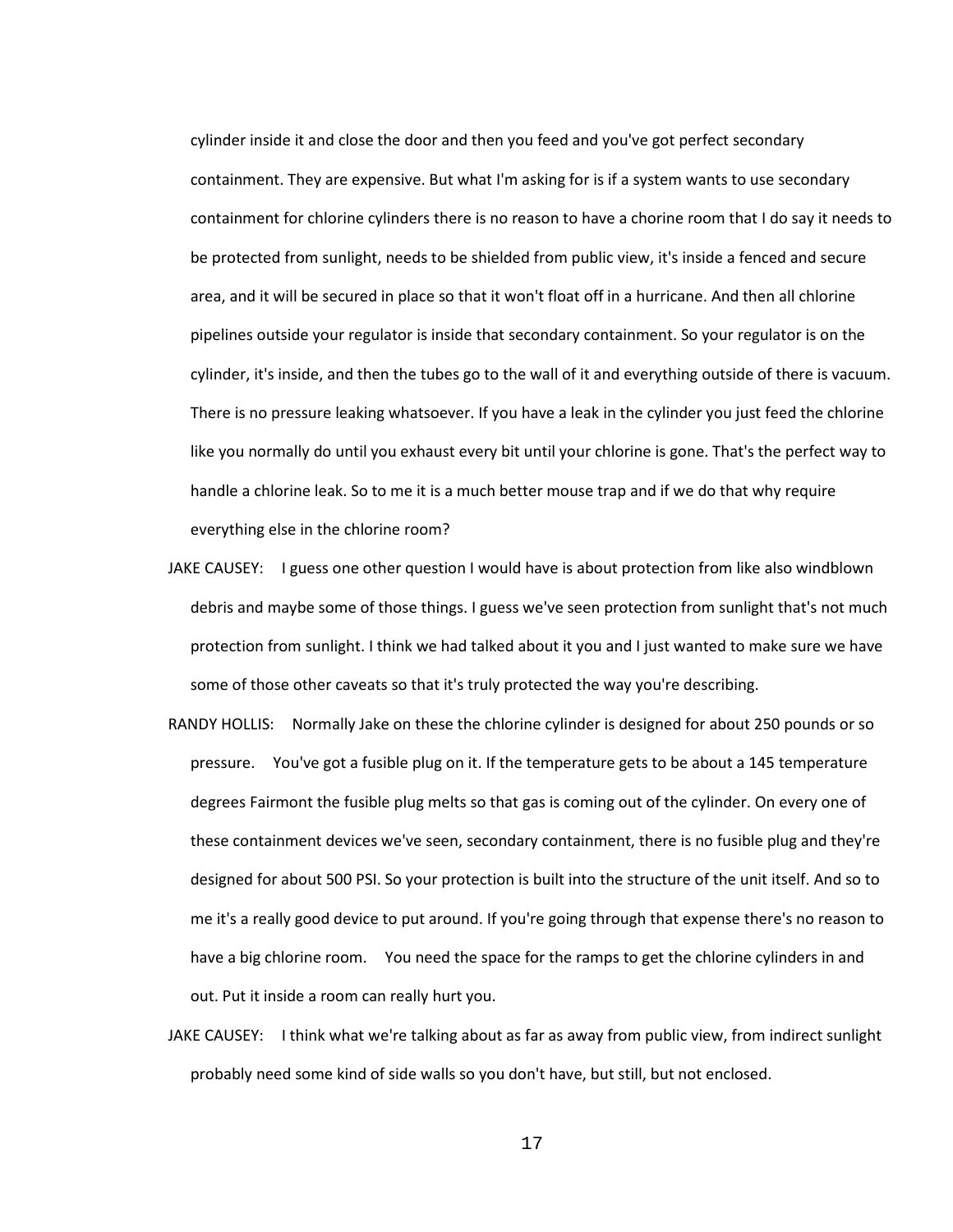cylinder inside it and close the door and then you feed and you've got perfect secondary containment. They are expensive. But what I'm asking for is if a system wants to use secondary containment for chlorine cylinders there is no reason to have a chorine room that I do say it needs to be protected from sunlight, needs to be shielded from public view, it's inside a fenced and secure area, and it will be secured in place so that it won't float off in a hurricane. And then all chlorine pipelines outside your regulator is inside that secondary containment. So your regulator is on the cylinder, it's inside, and then the tubes go to the wall of it and everything outside of there is vacuum. There is no pressure leaking whatsoever. If you have a leak in the cylinder you just feed the chlorine like you normally do until you exhaust every bit until your chlorine is gone. That's the perfect way to handle a chlorine leak. So to me it is a much better mouse trap and if we do that why require everything else in the chlorine room?

JAKE CAUSEY: I guess one other question I would have is about protection from like also windblown debris and maybe some of those things. I guess we've seen protection from sunlight that's not much protection from sunlight. I think we had talked about it you and I just wanted to make sure we have some of those other caveats so that it's truly protected the way you're describing.

RANDY HOLLIS: Normally Jake on these the chlorine cylinder is designed for about 250 pounds or so pressure. You've got a fusible plug on it. If the temperature gets to be about a 145 temperature degrees Fairmont the fusible plug melts so that gas is coming out of the cylinder. On every one of these containment devices we've seen, secondary containment, there is no fusible plug and they're designed for about 500 PSI. So your protection is built into the structure of the unit itself. And so to me it's a really good device to put around. If you're going through that expense there's no reason to have a big chlorine room. You need the space for the ramps to get the chlorine cylinders in and out. Put it inside a room can really hurt you.

JAKE CAUSEY: I think what we're talking about as far as away from public view, from indirect sunlight probably need some kind of side walls so you don't have, but still, but not enclosed.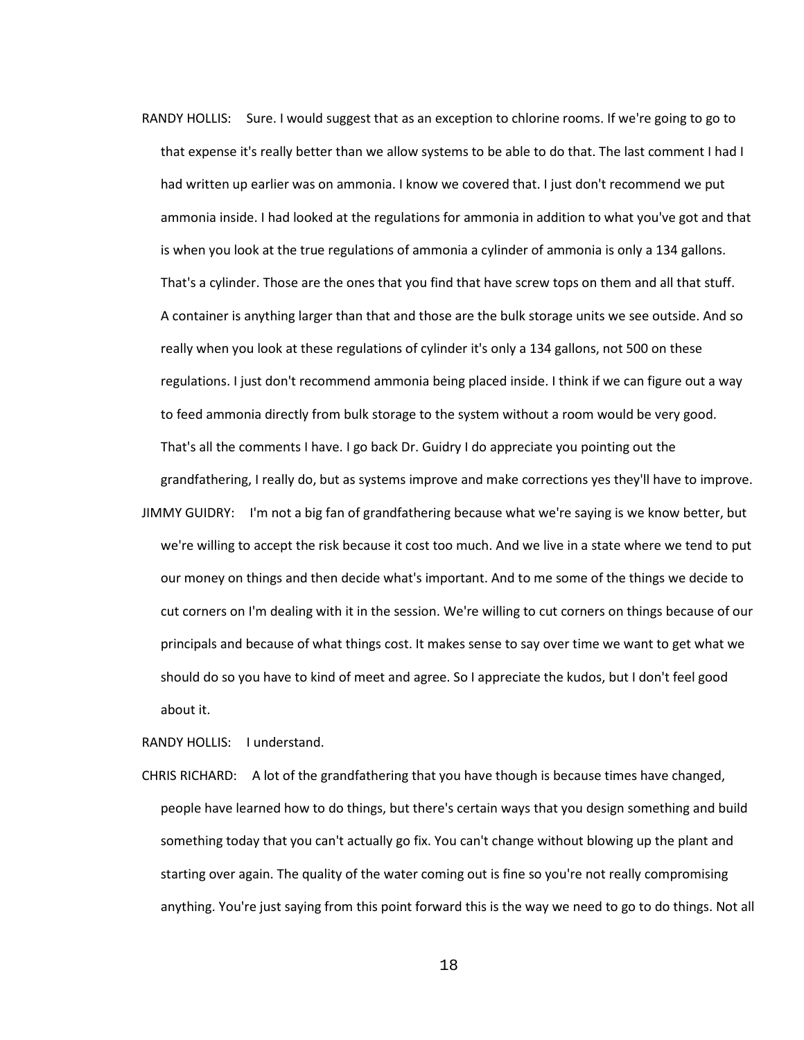RANDY HOLLIS: Sure. I would suggest that as an exception to chlorine rooms. If we're going to go to that expense it's really better than we allow systems to be able to do that. The last comment I had I had written up earlier was on ammonia. I know we covered that. I just don't recommend we put ammonia inside. I had looked at the regulations for ammonia in addition to what you've got and that is when you look at the true regulations of ammonia a cylinder of ammonia is only a 134 gallons. That's a cylinder. Those are the ones that you find that have screw tops on them and all that stuff. A container is anything larger than that and those are the bulk storage units we see outside. And so really when you look at these regulations of cylinder it's only a 134 gallons, not 500 on these regulations. I just don't recommend ammonia being placed inside. I think if we can figure out a way to feed ammonia directly from bulk storage to the system without a room would be very good. That's all the comments I have. I go back Dr. Guidry I do appreciate you pointing out the grandfathering, I really do, but as systems improve and make corrections yes they'll have to improve.

JIMMY GUIDRY: I'm not a big fan of grandfathering because what we're saying is we know better, but we're willing to accept the risk because it cost too much. And we live in a state where we tend to put our money on things and then decide what's important. And to me some of the things we decide to cut corners on I'm dealing with it in the session. We're willing to cut corners on things because of our principals and because of what things cost. It makes sense to say over time we want to get what we should do so you have to kind of meet and agree. So I appreciate the kudos, but I don't feel good about it.

RANDY HOLLIS: I understand.

CHRIS RICHARD: A lot of the grandfathering that you have though is because times have changed, people have learned how to do things, but there's certain ways that you design something and build something today that you can't actually go fix. You can't change without blowing up the plant and starting over again. The quality of the water coming out is fine so you're not really compromising anything. You're just saying from this point forward this is the way we need to go to do things. Not all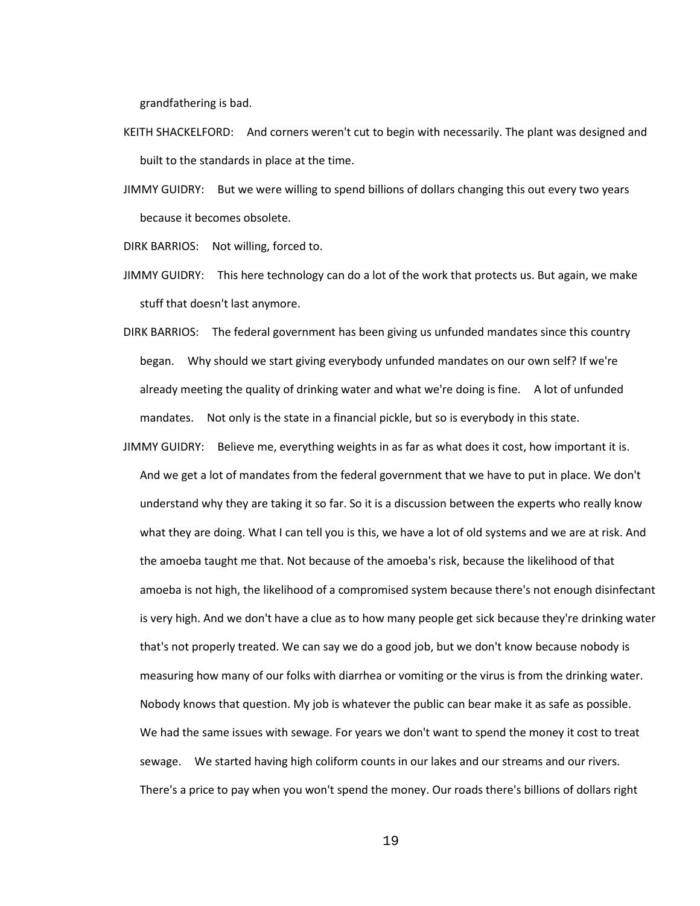grandfathering is bad.

KEITH SHACKELFORD: And corners weren't cut to begin with necessarily. The plant was designed and built to the standards in place at the time.

JIMMY GUIDRY: But we were willing to spend billions of dollars changing this out every two years because it becomes obsolete.

DIRK BARRIOS: Not willing, forced to.

JIMMY GUIDRY: This here technology can do a lot of the work that protects us. But again, we make stuff that doesn't last anymore.

DIRK BARRIOS: The federal government has been giving us unfunded mandates since this country began. Why should we start giving everybody unfunded mandates on our own self? If we're already meeting the quality of drinking water and what we're doing is fine. A lot of unfunded mandates. Not only is the state in a financial pickle, but so is everybody in this state.

JIMMY GUIDRY: Believe me, everything weights in as far as what does it cost, how important it is. And we get a lot of mandates from the federal government that we have to put in place. We don't understand why they are taking it so far. So it is a discussion between the experts who really know what they are doing. What I can tell you is this, we have a lot of old systems and we are at risk. And the amoeba taught me that. Not because of the amoeba's risk, because the likelihood of that amoeba is not high, the likelihood of a compromised system because there's not enough disinfectant is very high. And we don't have a clue as to how many people get sick because they're drinking water that's not properly treated. We can say we do a good job, but we don't know because nobody is measuring how many of our folks with diarrhea or vomiting or the virus is from the drinking water. Nobody knows that question. My job is whatever the public can bear make it as safe as possible. We had the same issues with sewage. For years we don't want to spend the money it cost to treat sewage. We started having high coliform counts in our lakes and our streams and our rivers. There's a price to pay when you won't spend the money. Our roads there's billions of dollars right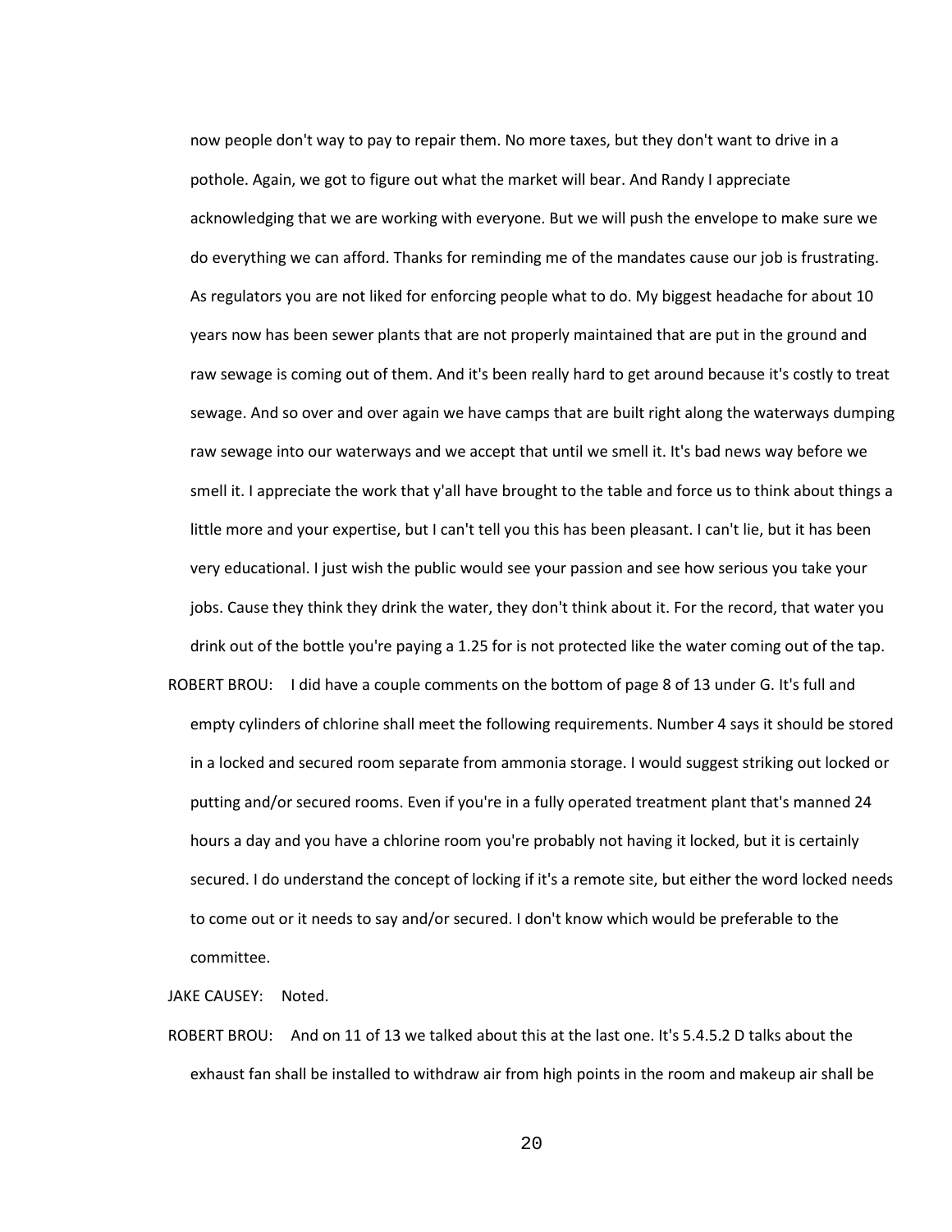now people don't way to pay to repair them. No more taxes, but they don't want to drive in a pothole. Again, we got to figure out what the market will bear. And Randy I appreciate acknowledging that we are working with everyone. But we will push the envelope to make sure we do everything we can afford. Thanks for reminding me of the mandates cause our job is frustrating. As regulators you are not liked for enforcing people what to do. My biggest headache for about 10 years now has been sewer plants that are not properly maintained that are put in the ground and raw sewage is coming out of them. And it's been really hard to get around because it's costly to treat sewage. And so over and over again we have camps that are built right along the waterways dumping raw sewage into our waterways and we accept that until we smell it. It's bad news way before we smell it. I appreciate the work that y'all have brought to the table and force us to think about things a little more and your expertise, but I can't tell you this has been pleasant. I can't lie, but it has been very educational. I just wish the public would see your passion and see how serious you take your jobs. Cause they think they drink the water, they don't think about it. For the record, that water you drink out of the bottle you're paying a 1.25 for is not protected like the water coming out of the tap.

ROBERT BROU: I did have a couple comments on the bottom of page 8 of 13 under G. It's full and empty cylinders of chlorine shall meet the following requirements. Number 4 says it should be stored in a locked and secured room separate from ammonia storage. I would suggest striking out locked or putting and/or secured rooms. Even if you're in a fully operated treatment plant that's manned 24 hours a day and you have a chlorine room you're probably not having it locked, but it is certainly secured. I do understand the concept of locking if it's a remote site, but either the word locked needs to come out or it needs to say and/or secured. I don't know which would be preferable to the committee.

JAKE CAUSEY: Noted.

ROBERT BROU: And on 11 of 13 we talked about this at the last one. It's 5.4.5.2 D talks about the exhaust fan shall be installed to withdraw air from high points in the room and makeup air shall be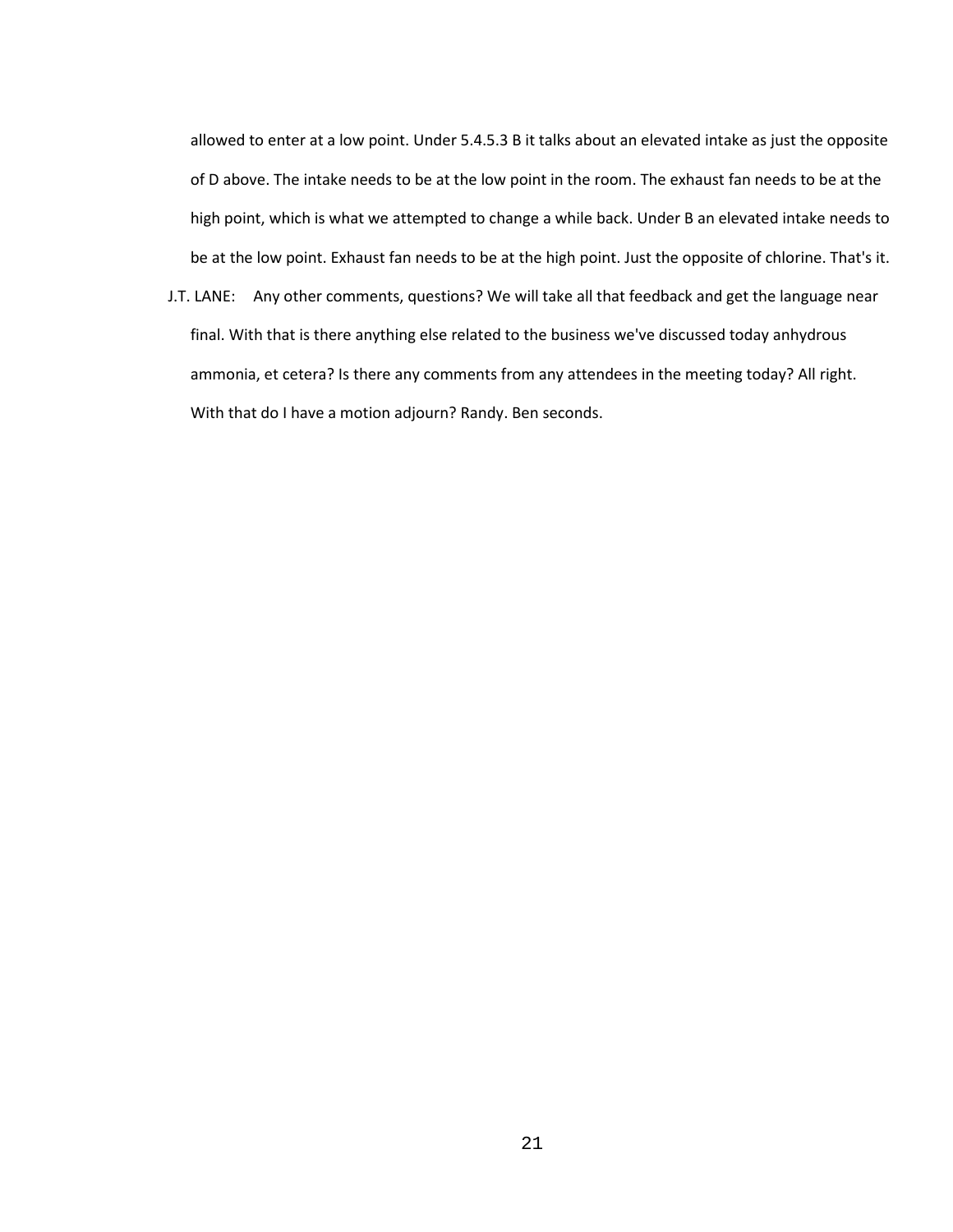allowed to enter at a low point. Under 5.4.5.3 B it talks about an elevated intake as just the opposite of D above. The intake needs to be at the low point in the room. The exhaust fan needs to be at the high point, which is what we attempted to change a while back. Under B an elevated intake needs to be at the low point. Exhaust fan needs to be at the high point. Just the opposite of chlorine. That's it.

J.T. LANE: Any other comments, questions? We will take all that feedback and get the language near final. With that is there anything else related to the business we've discussed today anhydrous ammonia, et cetera? Is there any comments from any attendees in the meeting today? All right. With that do I have a motion adjourn? Randy. Ben seconds.